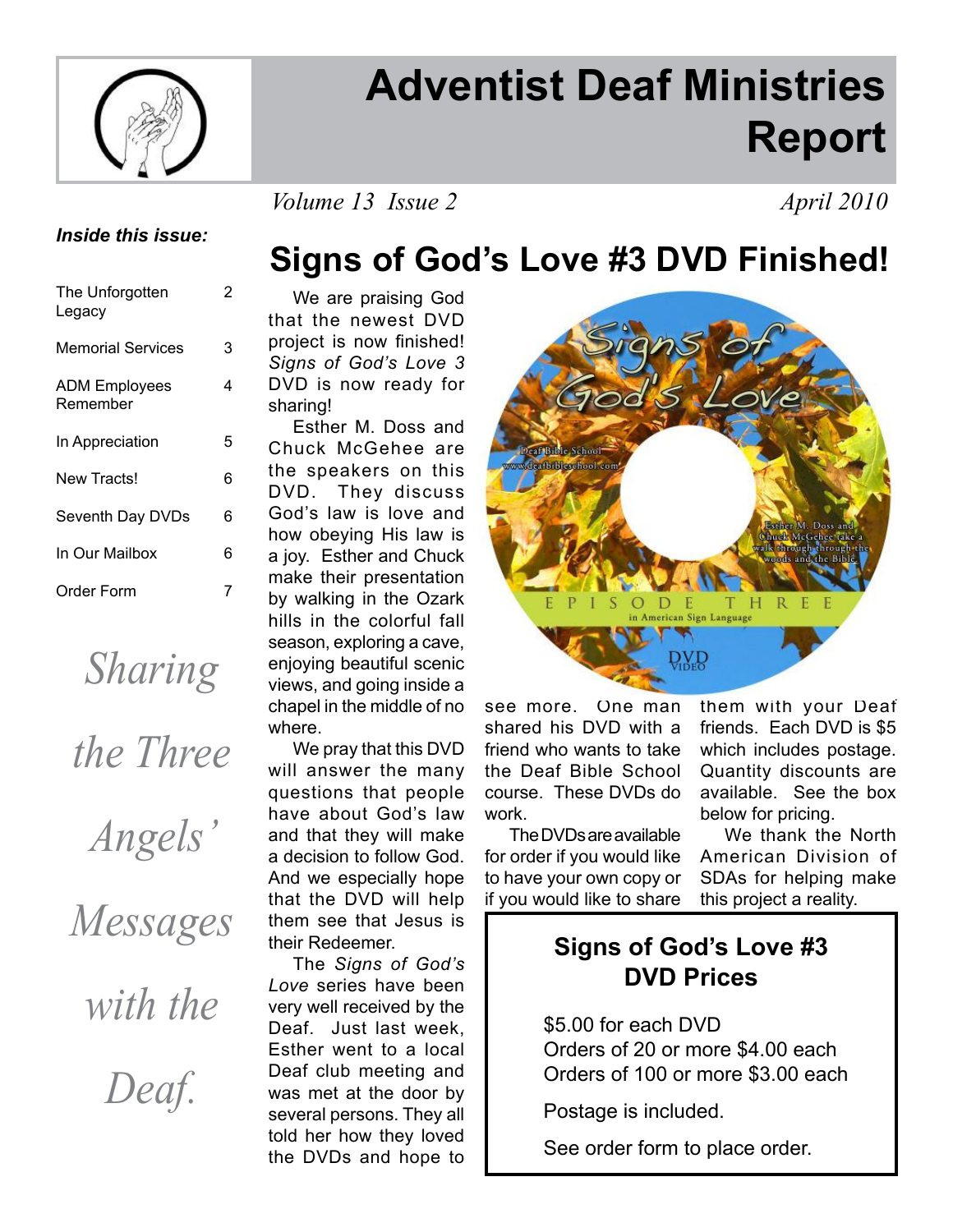# Adventist Deaf Ministries Report

*Volume 13 Issue 2* *April 2010*

***Inside this issue:***

| | |
|---|---|
| The Unforgotten Legacy | 2 |
| Memorial Services | 3 |
| ADM Employees Remember | 4 |
| In Appreciation | 5 |
| New Tracts! | 6 |
| Seventh Day DVDs | 6 |
| In Our Mailbox | 6 |
| Order Form | 7 |

*Sharing the Three Angels' Messages with the Deaf.*

## Signs of God's Love #3 DVD Finished!

We are praising God that the newest DVD project is now finished! *Signs of God's Love 3* DVD is now ready for sharing!

Esther M. Doss and Chuck McGehee are the speakers on this DVD. They discuss God's law is love and how obeying His law is a joy. Esther and Chuck make their presentation by walking in the Ozark hills in the colorful fall season, exploring a cave, enjoying beautiful scenic views, and going inside a chapel in the middle of no where.

We pray that this DVD will answer the many questions that people have about God's law and that they will make a decision to follow God. And we especially hope that the DVD will help them see that Jesus is their Redeemer.

The *Signs of God's Love* series have been very well received by the Deaf. Just last week, Esther went to a local Deaf club meeting and was met at the door by several persons. They all told her how they loved the DVDs and hope to see more. One man shared his DVD with a friend who wants to take the Deaf Bible School course. These DVDs do work.

The DVDs are available for order if you would like to have your own copy or if you would like to share them with your Deaf friends. Each DVD is $5 which includes postage. Quantity discounts are available. See the box below for pricing.

We thank the North American Division of SDAs for helping make this project a reality.

### Signs of God's Love #3 DVD Prices

$5.00 for each DVD
Orders of 20 or more $4.00 each
Orders of 100 or more $3.00 each

Postage is included.

See order form to place order.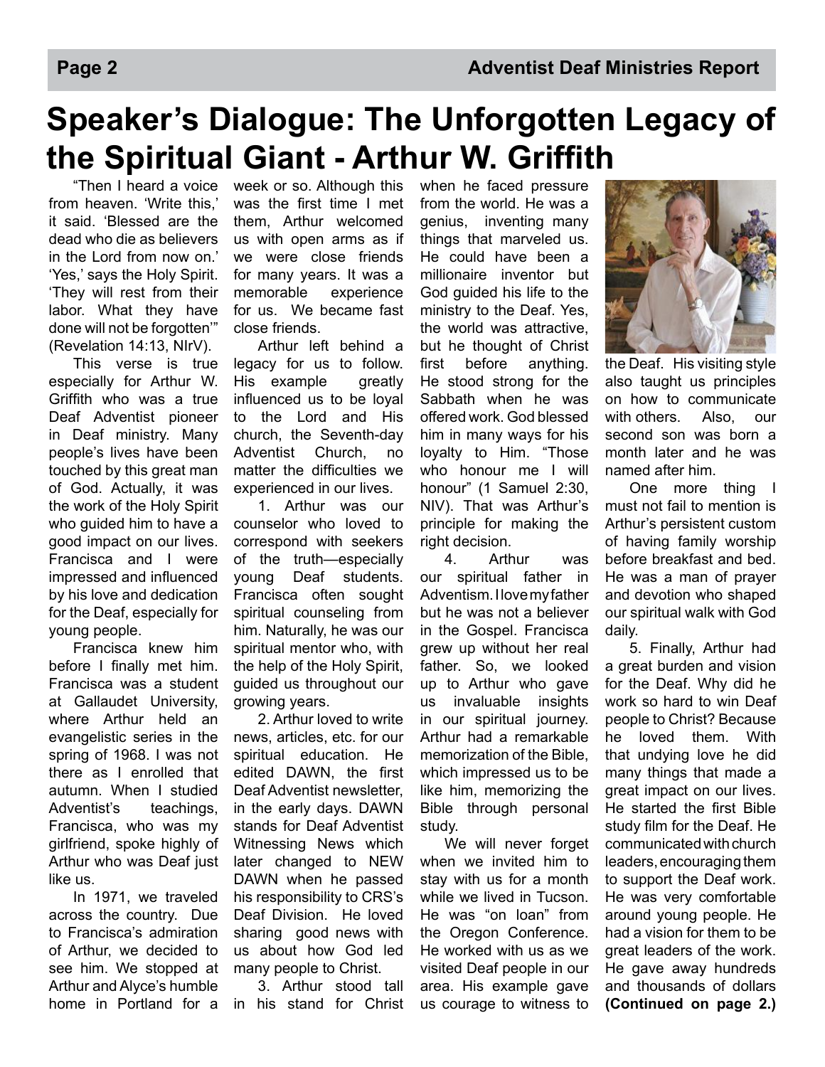# Speaker's Dialogue: The Unforgotten Legacy of the Spiritual Giant - Arthur W. Griffith

"Then I heard a voice from heaven. 'Write this,' it said. 'Blessed are the dead who die as believers in the Lord from now on.' 'Yes,' says the Holy Spirit. 'They will rest from their labor. What they have done will not be forgotten'" (Revelation 14:13, NIrV).

This verse is true especially for Arthur W. Griffith who was a true Deaf Adventist pioneer in Deaf ministry. Many people's lives have been touched by this great man of God. Actually, it was the work of the Holy Spirit who guided him to have a good impact on our lives. Francisca and I were impressed and influenced by his love and dedication for the Deaf, especially for young people.

Francisca knew him before I finally met him. Francisca was a student at Gallaudet University, where Arthur held an evangelistic series in the spring of 1968. I was not there as I enrolled that autumn. When I studied Adventist's teachings, Francisca, who was my girlfriend, spoke highly of Arthur who was Deaf just like us.

In 1971, we traveled across the country. Due to Francisca's admiration of Arthur, we decided to see him. We stopped at Arthur and Alyce's humble home in Portland for a week or so. Although this was the first time I met them, Arthur welcomed us with open arms as if we were close friends for many years. It was a memorable experience for us. We became fast close friends.

Arthur left behind a legacy for us to follow. His example greatly influenced us to be loyal to the Lord and His church, the Seventh-day Adventist Church, no matter the difficulties we experienced in our lives.

1. Arthur was our counselor who loved to correspond with seekers of the truth—especially young Deaf students. Francisca often sought spiritual counseling from him. Naturally, he was our spiritual mentor who, with the help of the Holy Spirit, guided us throughout our growing years.

2. Arthur loved to write news, articles, etc. for our spiritual education. He edited DAWN, the first Deaf Adventist newsletter, in the early days. DAWN stands for Deaf Adventist Witnessing News which later changed to NEW DAWN when he passed his responsibility to CRS's Deaf Division. He loved sharing good news with us about how God led many people to Christ.

3. Arthur stood tall in his stand for Christ when he faced pressure from the world. He was a genius, inventing many things that marveled us. He could have been a millionaire inventor but God guided his life to the ministry to the Deaf. Yes, the world was attractive, but he thought of Christ first before anything. He stood strong for the Sabbath when he was offered work. God blessed him in many ways for his loyalty to Him. "Those who honour me I will honour" (1 Samuel 2:30, NIV). That was Arthur's principle for making the right decision.

4. Arthur was our spiritual father in Adventism. I love my father but he was not a believer in the Gospel. Francisca grew up without her real father. So, we looked up to Arthur who gave us invaluable insights in our spiritual journey. Arthur had a remarkable memorization of the Bible, which impressed us to be like him, memorizing the Bible through personal study.

We will never forget when we invited him to stay with us for a month while we lived in Tucson. He was "on loan" from the Oregon Conference. He worked with us as we visited Deaf people in our area. His example gave us courage to witness to the Deaf. His visiting style also taught us principles on how to communicate with others. Also, our second son was born a month later and he was named after him.

One more thing I must not fail to mention is Arthur's persistent custom of having family worship before breakfast and bed. He was a man of prayer and devotion who shaped our spiritual walk with God daily.

5. Finally, Arthur had a great burden and vision for the Deaf. Why did he work so hard to win Deaf people to Christ? Because he loved them. With that undying love he did many things that made a great impact on our lives. He started the first Bible study film for the Deaf. He communicated with church leaders, encouraging them to support the Deaf work. He was very comfortable around young people. He had a vision for them to be great leaders of the work. He gave away hundreds and thousands of dollars **(Continued on page 2.)**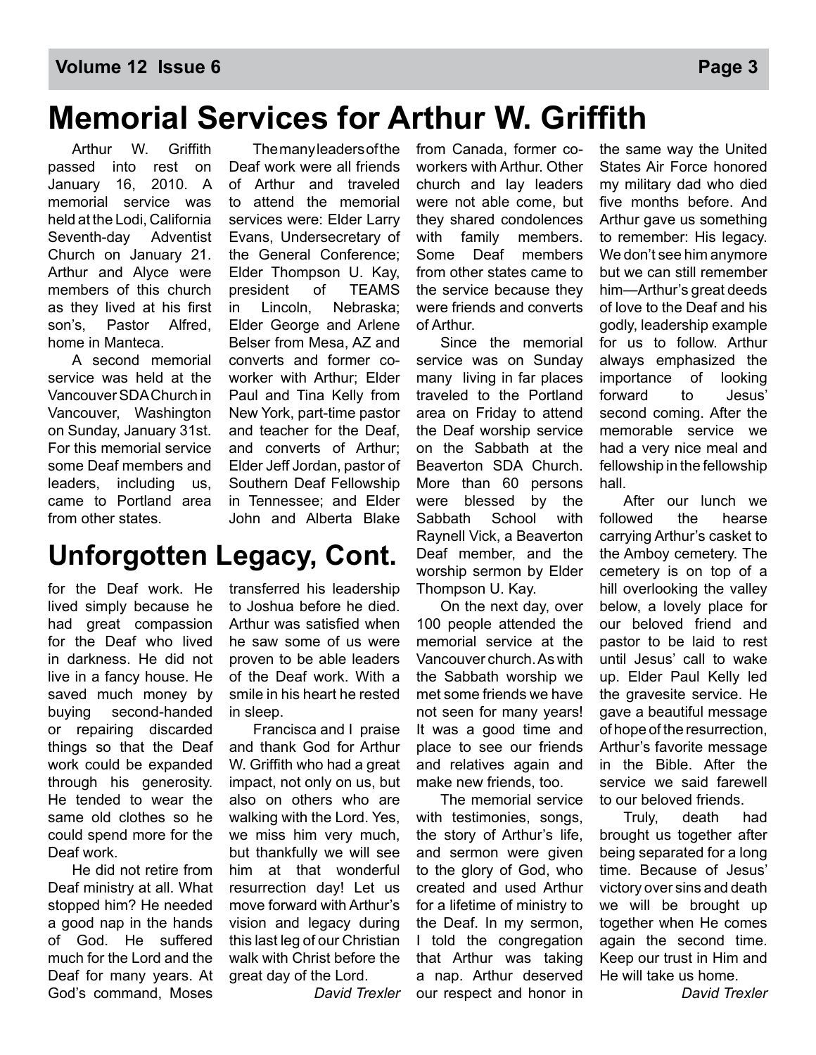# Memorial Services for Arthur W. Griffith

Arthur W. Griffith passed into rest on January 16, 2010. A memorial service was held at the Lodi, California Seventh-day Adventist Church on January 21. Arthur and Alyce were members of this church as they lived at his first son's, Pastor Alfred, home in Manteca.

A second memorial service was held at the Vancouver SDA Church in Vancouver, Washington on Sunday, January 31st. For this memorial service some Deaf members and leaders, including us, came to Portland area from other states.

The many leaders of the Deaf work were all friends of Arthur and traveled to attend the memorial services were: Elder Larry Evans, Undersecretary of the General Conference; Elder Thompson U. Kay, president of TEAMS in Lincoln, Nebraska; Elder George and Arlene Belser from Mesa, AZ and converts and former co-worker with Arthur; Elder Paul and Tina Kelly from New York, part-time pastor and teacher for the Deaf, and converts of Arthur; Elder Jeff Jordan, pastor of Southern Deaf Fellowship in Tennessee; and Elder John and Alberta Blake from Canada, former co-workers with Arthur. Other church and lay leaders were not able come, but they shared condolences with family members. Some Deaf members from other states came to the service because they were friends and converts of Arthur.

Since the memorial service was on Sunday many living in far places traveled to the Portland area on Friday to attend the Deaf worship service on the Sabbath at the Beaverton SDA Church. More than 60 persons were blessed by the Sabbath School with Raynell Vick, a Beaverton Deaf member, and the worship sermon by Elder Thompson U. Kay.

On the next day, over 100 people attended the memorial service at the Vancouver church. As with the Sabbath worship we met some friends we have not seen for many years! It was a good time and place to see our friends and relatives again and make new friends, too.

The memorial service with testimonies, songs, the story of Arthur's life, and sermon were given to the glory of God, who created and used Arthur for a lifetime of ministry to the Deaf. In my sermon, I told the congregation that Arthur was taking a nap. Arthur deserved our respect and honor in the same way the United States Air Force honored my military dad who died five months before. And Arthur gave us something to remember: His legacy. We don't see him anymore but we can still remember him—Arthur's great deeds of love to the Deaf and his godly, leadership example for us to follow. Arthur always emphasized the importance of looking forward to Jesus' second coming. After the memorable service we had a very nice meal and fellowship in the fellowship hall.

After our lunch we followed the hearse carrying Arthur's casket to the Amboy cemetery. The cemetery is on top of a hill overlooking the valley below, a lovely place for our beloved friend and pastor to be laid to rest until Jesus' call to wake up. Elder Paul Kelly led the gravesite service. He gave a beautiful message of hope of the resurrection, Arthur's favorite message in the Bible. After the service we said farewell to our beloved friends.

Truly, death had brought us together after being separated for a long time. Because of Jesus' victory over sins and death we will be brought up together when He comes again the second time. Keep our trust in Him and He will take us home.

*David Trexler*

# Unforgotten Legacy, Cont.

for the Deaf work. He lived simply because he had great compassion for the Deaf who lived in darkness. He did not live in a fancy house. He saved much money by buying second-handed or repairing discarded things so that the Deaf work could be expanded through his generosity. He tended to wear the same old clothes so he could spend more for the Deaf work.

He did not retire from Deaf ministry at all. What stopped him? He needed a good nap in the hands of God. He suffered much for the Lord and the Deaf for many years. At God's command, Moses transferred his leadership to Joshua before he died. Arthur was satisfied when he saw some of us were proven to be able leaders of the Deaf work. With a smile in his heart he rested in sleep.

Francisca and I praise and thank God for Arthur W. Griffith who had a great impact, not only on us, but also on others who are walking with the Lord. Yes, we miss him very much, but thankfully we will see him at that wonderful resurrection day! Let us move forward with Arthur's vision and legacy during this last leg of our Christian walk with Christ before the great day of the Lord.

*David Trexler*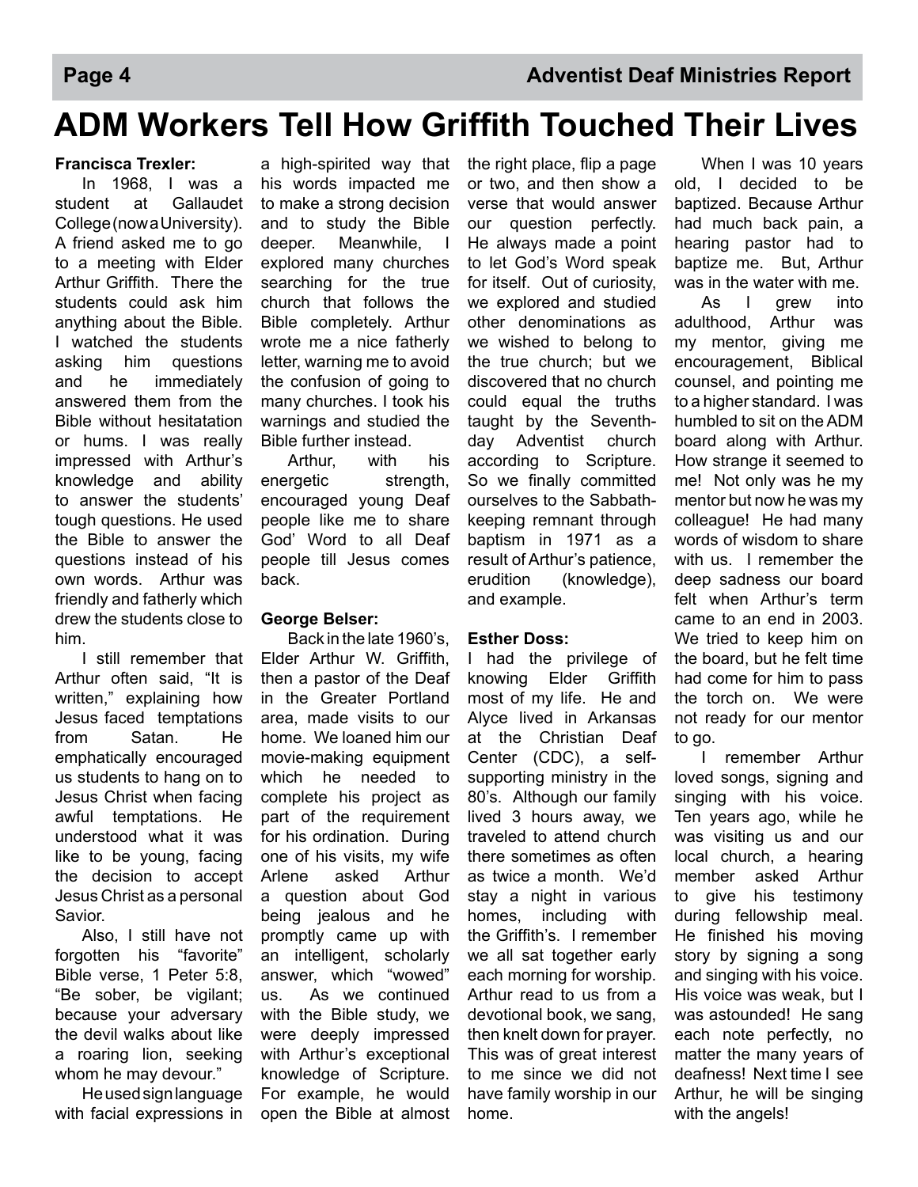# ADM Workers Tell How Griffith Touched Their Lives

**Francisca Trexler:**

In 1968, I was a student at Gallaudet College (now a University). A friend asked me to go to a meeting with Elder Arthur Griffith. There the students could ask him anything about the Bible. I watched the students asking him questions and he immediately answered them from the Bible without hesitatation or hums. I was really impressed with Arthur's knowledge and ability to answer the students' tough questions. He used the Bible to answer the questions instead of his own words. Arthur was friendly and fatherly which drew the students close to him.

I still remember that Arthur often said, "It is written," explaining how Jesus faced temptations from Satan. He emphatically encouraged us students to hang on to Jesus Christ when facing awful temptations. He understood what it was like to be young, facing the decision to accept Jesus Christ as a personal Savior.

Also, I still have not forgotten his "favorite" Bible verse, 1 Peter 5:8, "Be sober, be vigilant; because your adversary the devil walks about like a roaring lion, seeking whom he may devour."

He used sign language with facial expressions in a high-spirited way that his words impacted me to make a strong decision and to study the Bible deeper. Meanwhile, I explored many churches searching for the true church that follows the Bible completely. Arthur wrote me a nice fatherly letter, warning me to avoid the confusion of going to many churches. I took his warnings and studied the Bible further instead.

Arthur, with his energetic strength, encouraged young Deaf people like me to share God' Word to all Deaf people till Jesus comes back.

**George Belser:**

Back in the late 1960's, Elder Arthur W. Griffith, then a pastor of the Deaf in the Greater Portland area, made visits to our home. We loaned him our movie-making equipment which he needed to complete his project as part of the requirement for his ordination. During one of his visits, my wife Arlene asked Arthur a question about God being jealous and he promptly came up with an intelligent, scholarly answer, which "wowed" us. As we continued with the Bible study, we were deeply impressed with Arthur's exceptional knowledge of Scripture. For example, he would open the Bible at almost the right place, flip a page or two, and then show a verse that would answer our question perfectly. He always made a point to let God's Word speak for itself. Out of curiosity, we explored and studied other denominations as we wished to belong to the true church; but we discovered that no church could equal the truths taught by the Seventh-day Adventist church according to Scripture. So we finally committed ourselves to the Sabbath-keeping remnant through baptism in 1971 as a result of Arthur's patience, erudition (knowledge), and example.

**Esther Doss:**

I had the privilege of knowing Elder Griffith most of my life. He and Alyce lived in Arkansas at the Christian Deaf Center (CDC), a self-supporting ministry in the 80's. Although our family lived 3 hours away, we traveled to attend church there sometimes as often as twice a month. We'd stay a night in various homes, including with the Griffith's. I remember we all sat together early each morning for worship. Arthur read to us from a devotional book, we sang, then knelt down for prayer. This was of great interest to me since we did not have family worship in our home.

When I was 10 years old, I decided to be baptized. Because Arthur had much back pain, a hearing pastor had to baptize me. But, Arthur was in the water with me.

As I grew into adulthood, Arthur was my mentor, giving me encouragement, Biblical counsel, and pointing me to a higher standard. I was humbled to sit on the ADM board along with Arthur. How strange it seemed to me! Not only was he my mentor but now he was my colleague! He had many words of wisdom to share with us. I remember the deep sadness our board felt when Arthur's term came to an end in 2003. We tried to keep him on the board, but he felt time had come for him to pass the torch on. We were not ready for our mentor to go.

I remember Arthur loved songs, signing and singing with his voice. Ten years ago, while he was visiting us and our local church, a hearing member asked Arthur to give his testimony during fellowship meal. He finished his moving story by signing a song and singing with his voice. His voice was weak, but I was astounded! He sang each note perfectly, no matter the many years of deafness! Next time I see Arthur, he will be singing with the angels!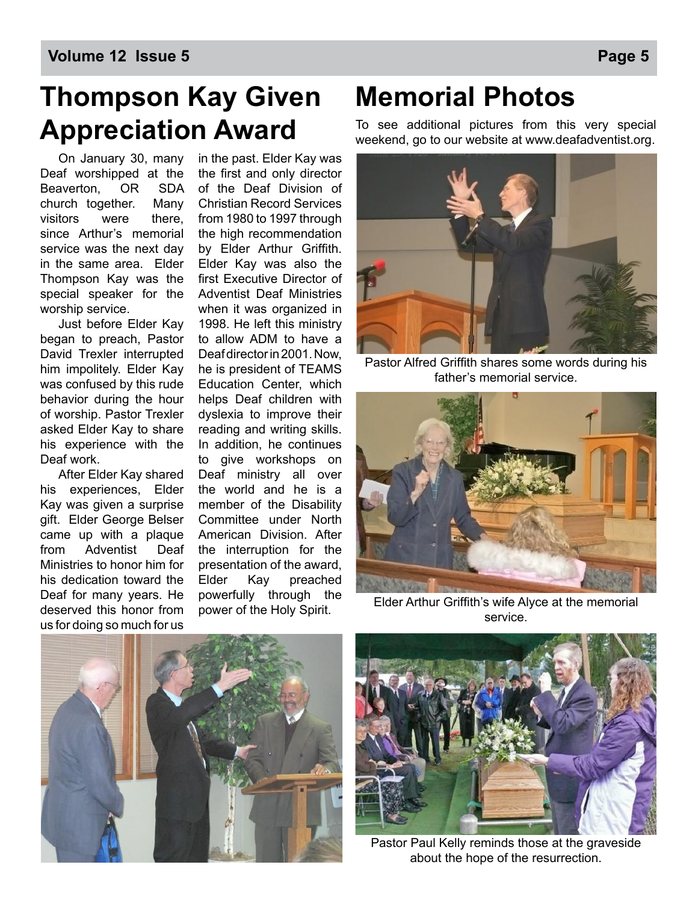# Thompson Kay Given Appreciation Award

On January 30, many Deaf worshipped at the Beaverton, OR SDA church together. Many visitors were there, since Arthur's memorial service was the next day in the same area. Elder Thompson Kay was the special speaker for the worship service.

Just before Elder Kay began to preach, Pastor David Trexler interrupted him impolitely. Elder Kay was confused by this rude behavior during the hour of worship. Pastor Trexler asked Elder Kay to share his experience with the Deaf work.

After Elder Kay shared his experiences, Elder Kay was given a surprise gift. Elder George Belser came up with a plaque from Adventist Deaf Ministries to honor him for his dedication toward the Deaf for many years. He deserved this honor from us for doing so much for us in the past. Elder Kay was the first and only director of the Deaf Division of Christian Record Services from 1980 to 1997 through the high recommendation by Elder Arthur Griffith. Elder Kay was also the first Executive Director of Adventist Deaf Ministries when it was organized in 1998. He left this ministry to allow ADM to have a Deaf director in 2001. Now, he is president of TEAMS Education Center, which helps Deaf children with dyslexia to improve their reading and writing skills. In addition, he continues to give workshops on Deaf ministry all over the world and he is a member of the Disability Committee under North American Division. After the interruption for the presentation of the award, Elder Kay preached powerfully through the power of the Holy Spirit.

# Memorial Photos

To see additional pictures from this very special weekend, go to our website at www.deafadventist.org.

Pastor Alfred Griffith shares some words during his father's memorial service.

Elder Arthur Griffith's wife Alyce at the memorial service.

Pastor Paul Kelly reminds those at the graveside about the hope of the resurrection.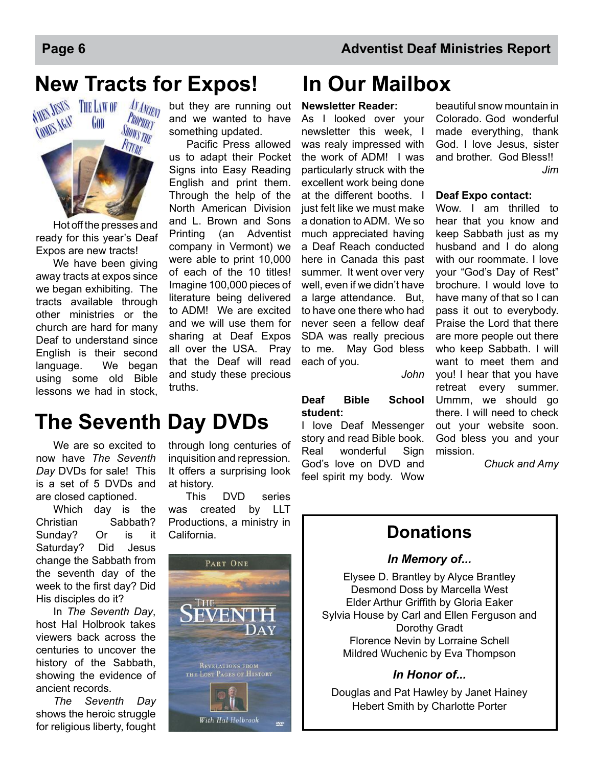# New Tracts for Expos!

Hot off the presses and ready for this year's Deaf Expos are new tracts!

We have been giving away tracts at expos since we began exhibiting. The tracts available through other ministries or the church are hard for many Deaf to understand since English is their second language. We began using some old Bible lessons we had in stock, but they are running out and we wanted to have something updated.

Pacific Press allowed us to adapt their Pocket Signs into Easy Reading English and print them. Through the help of the North American Division and L. Brown and Sons Printing (an Adventist company in Vermont) we were able to print 10,000 of each of the 10 titles! Imagine 100,000 pieces of literature being delivered to ADM! We are excited and we will use them for sharing at Deaf Expos all over the USA. Pray that the Deaf will read and study these precious truths.

# The Seventh Day DVDs

We are so excited to now have *The Seventh Day* DVDs for sale! This is a set of 5 DVDs and are closed captioned.

Which day is the Christian Sabbath? Sunday? Or is it Saturday? Did Jesus change the Sabbath from the seventh day of the week to the first day? Did His disciples do it?

In *The Seventh Day*, host Hal Holbrook takes viewers back across the centuries to uncover the history of the Sabbath, showing the evidence of ancient records.

*The Seventh Day* shows the heroic struggle for religious liberty, fought through long centuries of inquisition and repression. It offers a surprising look at history.

This DVD series was created by LLT Productions, a ministry in California.

# In Our Mailbox

**Newsletter Reader:**
As I looked over your newsletter this week, I was realy impressed with the work of ADM! I was particularly struck with the excellent work being done at the different booths. I just felt like we must make a donation to ADM. We so much appreciated having a Deaf Reach conducted here in Canada this past summer. It went over very well, even if we didn't have a large attendance. But, to have one there who had never seen a fellow deaf SDA was really precious to me. May God bless each of you.

*John*

**Deaf Bible School student:**
I love Deaf Messenger story and read Bible book. Real wonderful Sign God's love on DVD and feel spirit my body. Wow beautiful snow mountain in Colorado. God wonderful made everything, thank God. I love Jesus, sister and brother. God Bless!!

*Jim*

**Deaf Expo contact:**
Wow. I am thrilled to hear that you know and keep Sabbath just as my husband and I do along with our roommate. I love your "God's Day of Rest" brochure. I would love to have many of that so I can pass it out to everybody. Praise the Lord that there are more people out there who keep Sabbath. I will want to meet them and you! I hear that you have retreat every summer. Ummm, we should go there. I will need to check out your website soon. God bless you and your mission.

*Chuck and Amy*

## Donations

### *In Memory of...*

Elysee D. Brantley by Alyce Brantley
Desmond Doss by Marcella West
Elder Arthur Griffith by Gloria Eaker
Sylvia House by Carl and Ellen Ferguson and Dorothy Gradt
Florence Nevin by Lorraine Schell
Mildred Wuchenic by Eva Thompson

### *In Honor of...*

Douglas and Pat Hawley by Janet Hainey
Hebert Smith by Charlotte Porter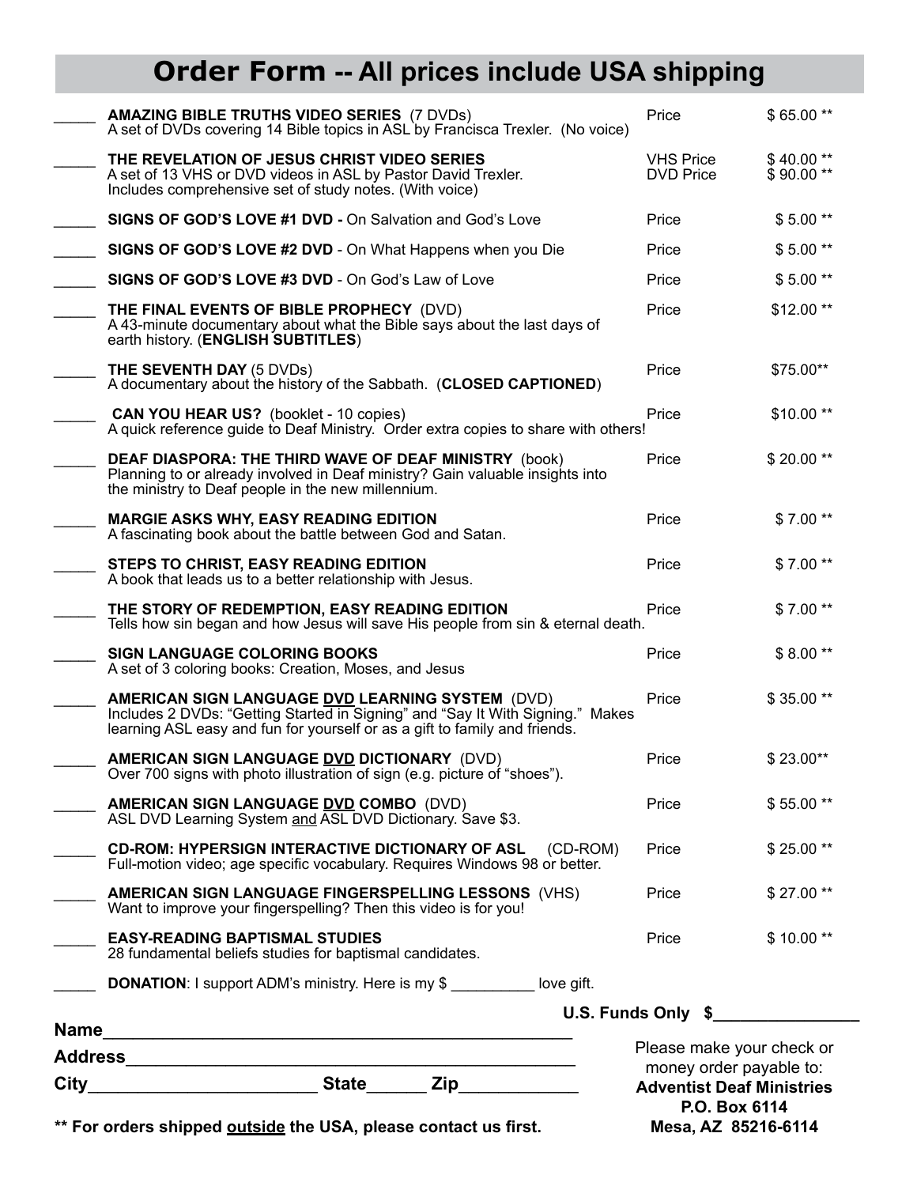# Order Form -- All prices include USA shipping

| Qty | Item | | Price |
|---|---|---|---|
| _____ | **AMAZING BIBLE TRUTHS VIDEO SERIES** (7 DVDs)<br>A set of DVDs covering 14 Bible topics in ASL by Francisca Trexler. (No voice) | Price | $ 65.00 ** |
| _____ | **THE REVELATION OF JESUS CHRIST VIDEO SERIES**<br>A set of 13 VHS or DVD videos in ASL by Pastor David Trexler. Includes comprehensive set of study notes. (With voice) | VHS Price<br>DVD Price | $ 40.00 **<br>$ 90.00 ** |
| _____ | **SIGNS OF GOD'S LOVE #1 DVD -** On Salvation and God's Love | Price | $ 5.00 ** |
| _____ | **SIGNS OF GOD'S LOVE #2 DVD** - On What Happens when you Die | Price | $ 5.00 ** |
| _____ | **SIGNS OF GOD'S LOVE #3 DVD** - On God's Law of Love | Price | $ 5.00 ** |
| _____ | **THE FINAL EVENTS OF BIBLE PROPHECY** (DVD)<br>A 43-minute documentary about what the Bible says about the last days of earth history. (**ENGLISH SUBTITLES**) | Price | $12.00 ** |
| _____ | **THE SEVENTH DAY** (5 DVDs)<br>A documentary about the history of the Sabbath. (**CLOSED CAPTIONED**) | Price | $75.00** |
| _____ | **CAN YOU HEAR US?** (booklet - 10 copies)<br>A quick reference guide to Deaf Ministry. Order extra copies to share with others! | Price | $10.00 ** |
| _____ | **DEAF DIASPORA: THE THIRD WAVE OF DEAF MINISTRY** (book)<br>Planning to or already involved in Deaf ministry? Gain valuable insights into the ministry to Deaf people in the new millennium. | Price | $ 20.00 ** |
| _____ | **MARGIE ASKS WHY, EASY READING EDITION**<br>A fascinating book about the battle between God and Satan. | Price | $ 7.00 ** |
| _____ | **STEPS TO CHRIST, EASY READING EDITION**<br>A book that leads us to a better relationship with Jesus. | Price | $ 7.00 ** |
| _____ | **THE STORY OF REDEMPTION, EASY READING EDITION**<br>Tells how sin began and how Jesus will save His people from sin & eternal death. | Price | $ 7.00 ** |
| _____ | **SIGN LANGUAGE COLORING BOOKS**<br>A set of 3 coloring books: Creation, Moses, and Jesus | Price | $ 8.00 ** |
| _____ | **AMERICAN SIGN LANGUAGE DVD LEARNING SYSTEM** (DVD)<br>Includes 2 DVDs: "Getting Started in Signing" and "Say It With Signing." Makes learning ASL easy and fun for yourself or as a gift to family and friends. | Price | $ 35.00 ** |
| _____ | **AMERICAN SIGN LANGUAGE DVD DICTIONARY** (DVD)<br>Over 700 signs with photo illustration of sign (e.g. picture of "shoes"). | Price | $ 23.00** |
| _____ | **AMERICAN SIGN LANGUAGE DVD COMBO** (DVD)<br>ASL DVD Learning System and ASL DVD Dictionary. Save $3. | Price | $ 55.00 ** |
| _____ | **CD-ROM: HYPERSIGN INTERACTIVE DICTIONARY OF ASL** (CD-ROM)<br>Full-motion video; age specific vocabulary. Requires Windows 98 or better. | Price | $ 25.00 ** |
| _____ | **AMERICAN SIGN LANGUAGE FINGERSPELLING LESSONS** (VHS)<br>Want to improve your fingerspelling? Then this video is for you! | Price | $ 27.00 ** |
| _____ | **EASY-READING BAPTISMAL STUDIES**<br>28 fundamental beliefs studies for baptismal candidates. | Price | $ 10.00 ** |
| _____ | **DONATION**: I support ADM's ministry. Here is my $ __________ love gift. | | |

**U.S. Funds Only $________________**

**Name**__________________________________________________

**Address**_______________________________________________

**City**________________________ **State**______ **Zip**____________

Please make your check or money order payable to:
**Adventist Deaf Ministries**
**P.O. Box 6114**
**Mesa, AZ 85216-6114**

**** For orders shipped outside the USA, please contact us first.**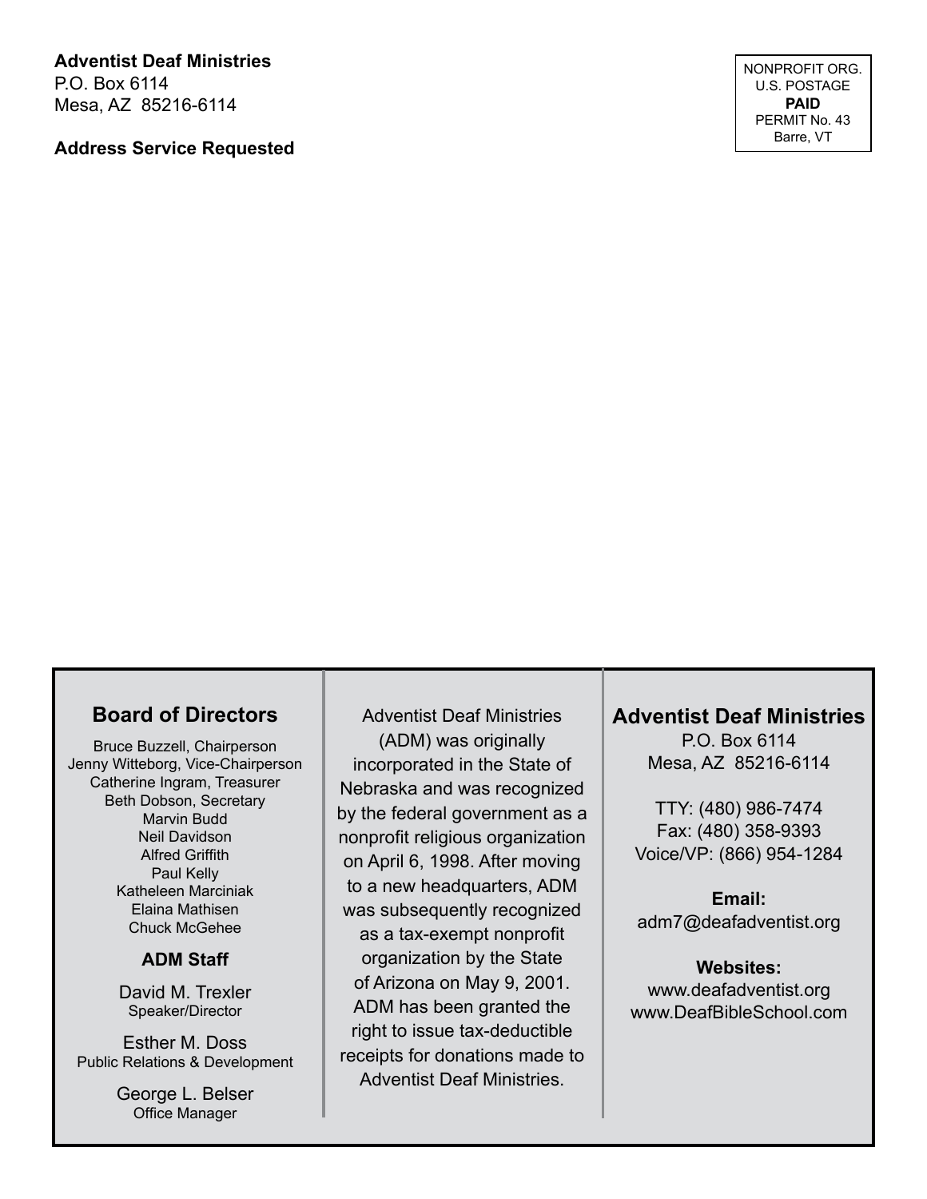**Adventist Deaf Ministries**
P.O. Box 6114
Mesa, AZ 85216-6114

**Address Service Requested**

NONPROFIT ORG.
U.S. POSTAGE
**PAID**
PERMIT No. 43
Barre, VT

## Board of Directors

Bruce Buzzell, Chairperson
Jenny Witteborg, Vice-Chairperson
Catherine Ingram, Treasurer
Beth Dobson, Secretary
Marvin Budd
Neil Davidson
Alfred Griffith
Paul Kelly
Katheleen Marciniak
Elaina Mathisen
Chuck McGehee

### ADM Staff

David M. Trexler
Speaker/Director

Esther M. Doss
Public Relations & Development

George L. Belser
Office Manager

Adventist Deaf Ministries (ADM) was originally incorporated in the State of Nebraska and was recognized by the federal government as a nonprofit religious organization on April 6, 1998. After moving to a new headquarters, ADM was subsequently recognized as a tax-exempt nonprofit organization by the State of Arizona on May 9, 2001. ADM has been granted the right to issue tax-deductible receipts for donations made to Adventist Deaf Ministries.

## Adventist Deaf Ministries

P.O. Box 6114
Mesa, AZ 85216-6114

TTY: (480) 986-7474
Fax: (480) 358-9393
Voice/VP: (866) 954-1284

**Email:**
adm7@deafadventist.org

**Websites:**
www.deafadventist.org
www.DeafBibleSchool.com